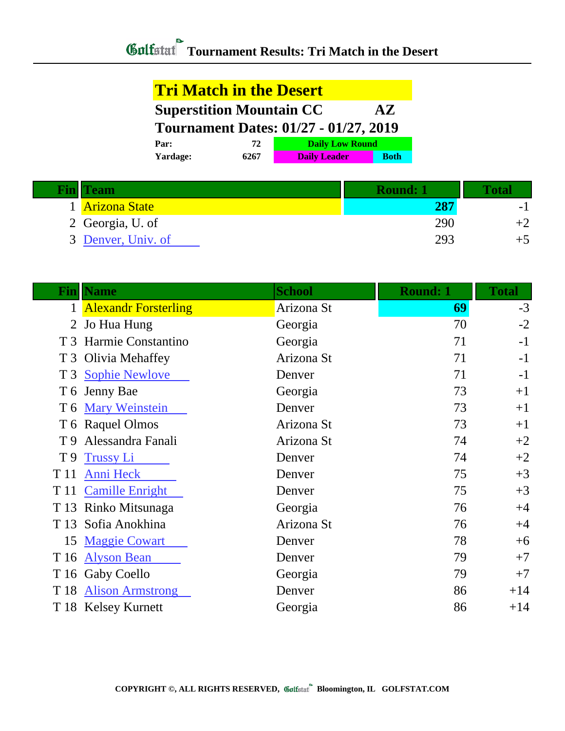# Golfstat Tournament Results: Tri Match in the Desert

## Tri Match in the Desert

**Superstition Mountain CC AZ**

**Tournament Dates: 01/27 - 01/27, 2019**

| | | |
|---|---|---|
| **Par:** | **72** | **Daily Low Round** |
| **Yardage:** | **6267** | **Daily Leader** / **Both** |

| Fin | Team | Round: 1 | Total |
|---|---|---|---|
| 1 | Arizona State | **287** | -1 |
| 2 | Georgia, U. of | 290 | +2 |
| 3 | Denver, Univ. of | 293 | +5 |

| Fin | Name | School | Round: 1 | Total |
|---|---|---|---|---|
| 1 | Alexandr Forsterling | Arizona St | **69** | -3 |
| 2 | Jo Hua Hung | Georgia | 70 | -2 |
| T 3 | Harmie Constantino | Georgia | 71 | -1 |
| T 3 | Olivia Mehaffey | Arizona St | 71 | -1 |
| T 3 | Sophie Newlove | Denver | 71 | -1 |
| T 6 | Jenny Bae | Georgia | 73 | +1 |
| T 6 | Mary Weinstein | Denver | 73 | +1 |
| T 6 | Raquel Olmos | Arizona St | 73 | +1 |
| T 9 | Alessandra Fanali | Arizona St | 74 | +2 |
| T 9 | Trussy Li | Denver | 74 | +2 |
| T 11 | Anni Heck | Denver | 75 | +3 |
| T 11 | Camille Enright | Denver | 75 | +3 |
| T 13 | Rinko Mitsunaga | Georgia | 76 | +4 |
| T 13 | Sofia Anokhina | Arizona St | 76 | +4 |
| 15 | Maggie Cowart | Denver | 78 | +6 |
| T 16 | Alyson Bean | Denver | 79 | +7 |
| T 16 | Gaby Coello | Georgia | 79 | +7 |
| T 18 | Alison Armstrong | Denver | 86 | +14 |
| T 18 | Kelsey Kurnett | Georgia | 86 | +14 |

COPYRIGHT ©, ALL RIGHTS RESERVED, Golfstat Bloomington, IL GOLFSTAT.COM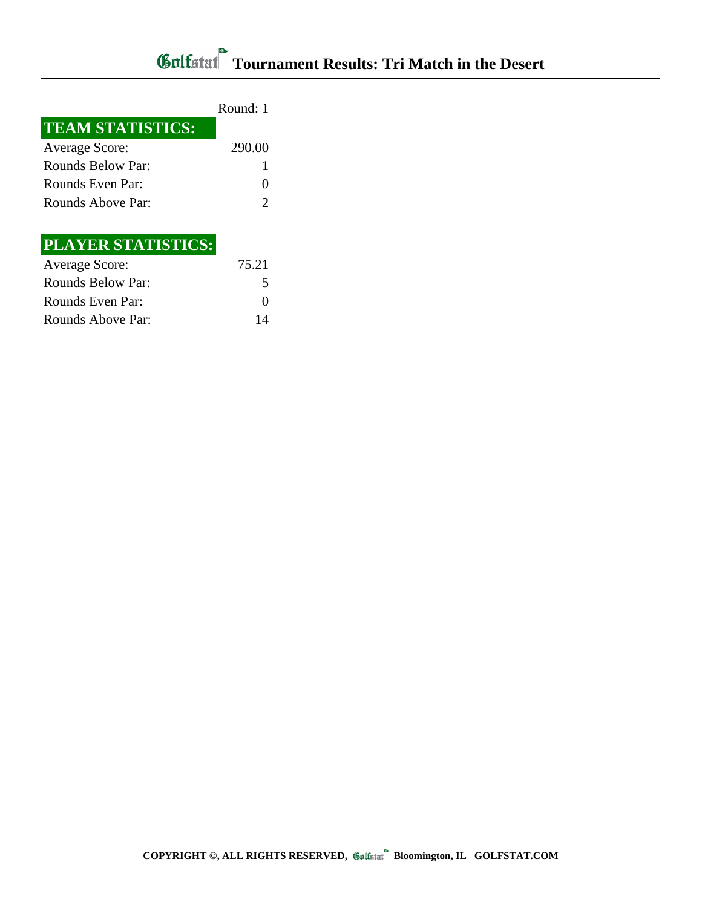# Golfstat Tournament Results: Tri Match in the Desert

| | Round: 1 |
|---|---|
| **TEAM STATISTICS:** | |
| Average Score: | 290.00 |
| Rounds Below Par: | 1 |
| Rounds Even Par: | 0 |
| Rounds Above Par: | 2 |

| | |
|---|---|
| **PLAYER STATISTICS:** | |
| Average Score: | 75.21 |
| Rounds Below Par: | 5 |
| Rounds Even Par: | 0 |
| Rounds Above Par: | 14 |

COPYRIGHT ©, ALL RIGHTS RESERVED, Golfstat Bloomington, IL GOLFSTAT.COM